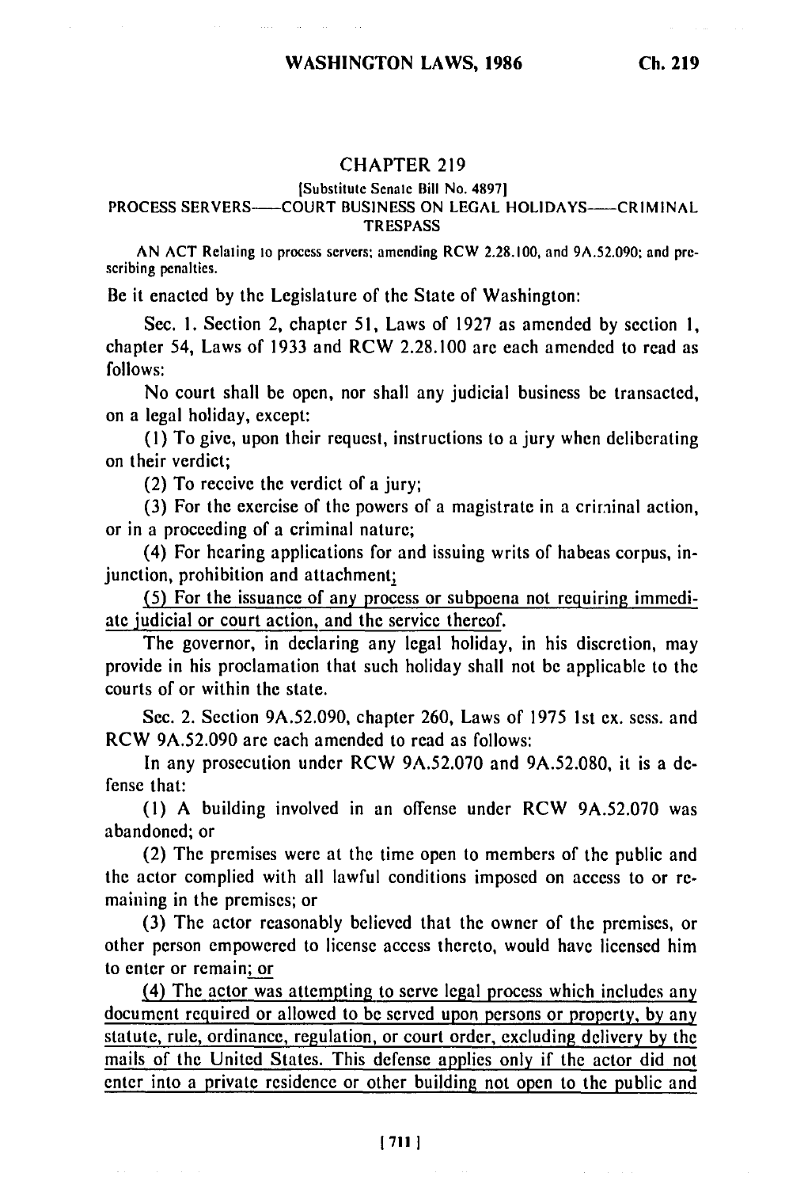# CHAPTER 219

[Substitute Senate Bill No. 4897]

PROCESS SERVERS——COURT BUSINESS ON LEGAL HOLIDAYS——CRIMINAL TRESPASS

AN ACT Relating to process servers; amending RCW 2.28.100, and 9A.52.090; and prescribing penalties.

Be it enacted by the Legislature of the State of Washington:

Sec. 1. Section 2, chapter 51, Laws of 1927 as amended by section 1, chapter 54, Laws of 1933 and RCW 2.28.100 are each amended to read as follows:

No court shall be open, nor shall any judicial business be transacted, on a legal holiday, except:

(1) To give, upon their request, instructions to a jury when deliberating on their verdict;

(2) To receive the verdict of a jury;

(3) For the exercise of the powers of a magistrate in a criminal action, or in a proceeding of a criminal nature;

(4) For hearing applications for and issuing writs of habeas corpus, injunction, prohibition and attachment;

<u>(5) For the issuance of any process or subpoena not requiring immediate judicial or court action, and the service thereof.</u>

The governor, in declaring any legal holiday, in his discretion, may provide in his proclamation that such holiday shall not be applicable to the courts of or within the state.

Sec. 2. Section 9A.52.090, chapter 260, Laws of 1975 1st ex. sess. and RCW 9A.52.090 are each amended to read as follows:

In any prosecution under RCW 9A.52.070 and 9A.52.080, it is a defense that:

(1) A building involved in an offense under RCW 9A.52.070 was abandoned; or

(2) The premises were at the time open to members of the public and the actor complied with all lawful conditions imposed on access to or remaining in the premises; or

(3) The actor reasonably believed that the owner of the premises, or other person empowered to license access thereto, would have licensed him to enter or remain<u>; or</u>

<u>(4) The actor was attempting to serve legal process which includes any document required or allowed to be served upon persons or property, by any statute, rule, ordinance, regulation, or court order, excluding delivery by the mails of the United States. This defense applies only if the actor did not enter into a private residence or other building not open to the public and</u>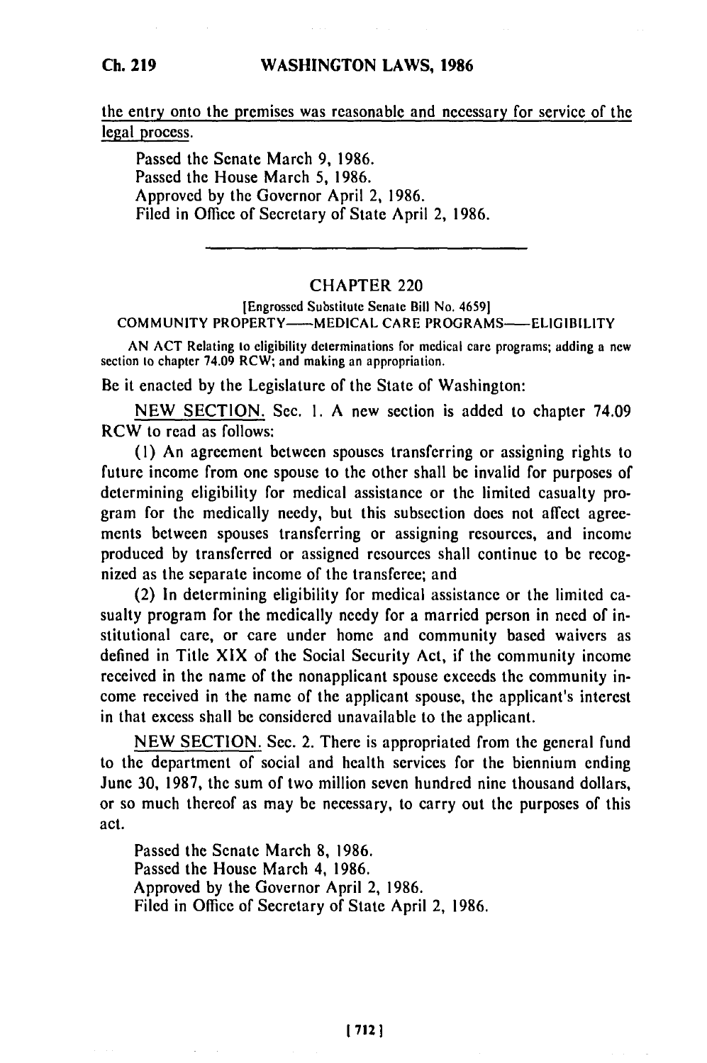the entry onto the premises was reasonable and necessary for service of the legal process.

Passed the Senate March 9, 1986.
Passed the House March 5, 1986.
Approved by the Governor April 2, 1986.
Filed in Office of Secretary of State April 2, 1986.

---

## CHAPTER 220

[Engrossed Substitute Senate Bill No. 4659]
COMMUNITY PROPERTY—MEDICAL CARE PROGRAMS—ELIGIBILITY

AN ACT Relating to eligibility determinations for medical care programs; adding a new section to chapter 74.09 RCW; and making an appropriation.

Be it enacted by the Legislature of the State of Washington:

NEW SECTION. Sec. 1. A new section is added to chapter 74.09 RCW to read as follows:

(1) An agreement between spouses transferring or assigning rights to future income from one spouse to the other shall be invalid for purposes of determining eligibility for medical assistance or the limited casualty program for the medically needy, but this subsection does not affect agreements between spouses transferring or assigning resources, and income produced by transferred or assigned resources shall continue to be recognized as the separate income of the transferee; and

(2) In determining eligibility for medical assistance or the limited casualty program for the medically needy for a married person in need of institutional care, or care under home and community based waivers as defined in Title XIX of the Social Security Act, if the community income received in the name of the nonapplicant spouse exceeds the community income received in the name of the applicant spouse, the applicant's interest in that excess shall be considered unavailable to the applicant.

NEW SECTION. Sec. 2. There is appropriated from the general fund to the department of social and health services for the biennium ending June 30, 1987, the sum of two million seven hundred nine thousand dollars, or so much thereof as may be necessary, to carry out the purposes of this act.

Passed the Senate March 8, 1986.
Passed the House March 4, 1986.
Approved by the Governor April 2, 1986.
Filed in Office of Secretary of State April 2, 1986.